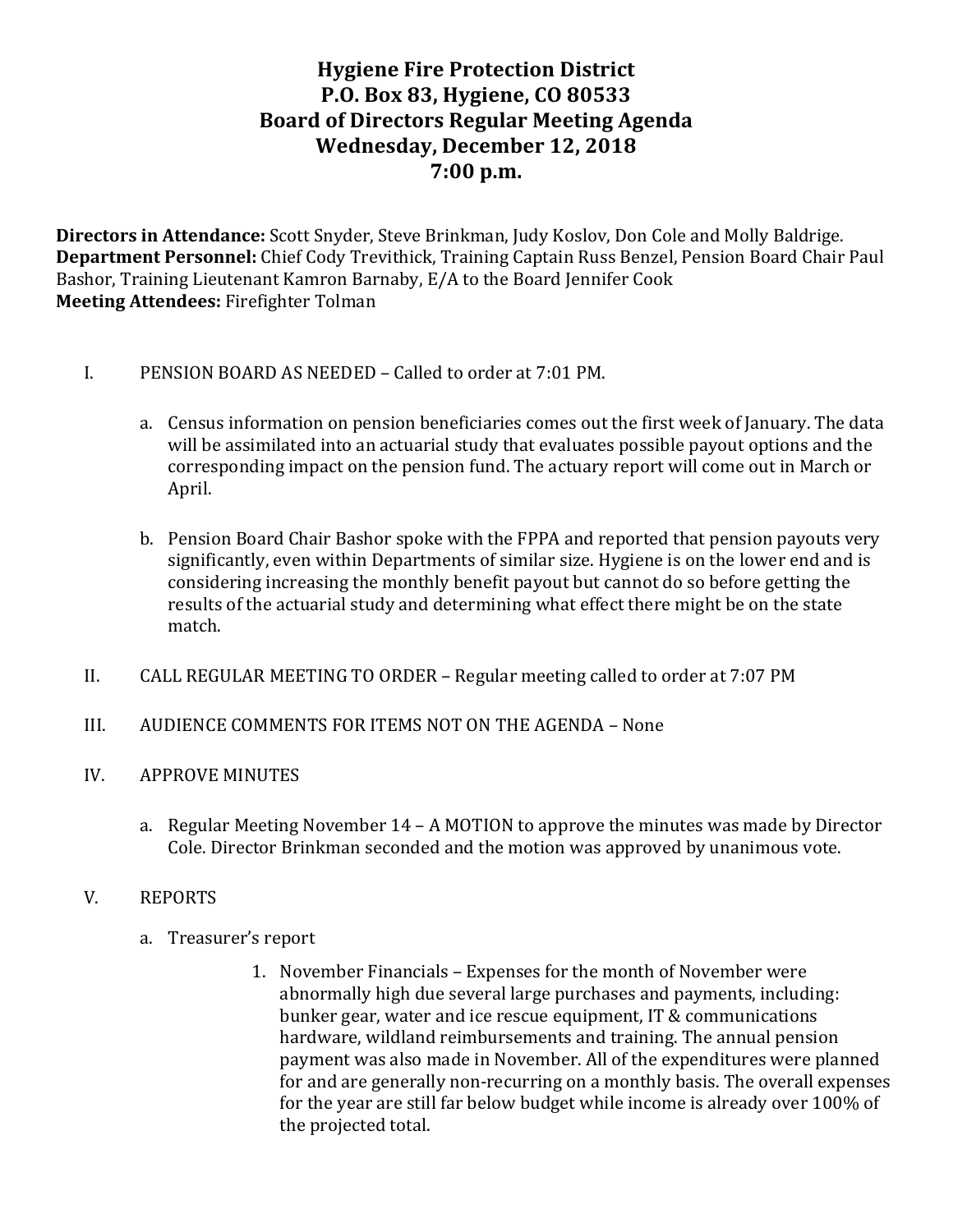# Hygiene Fire Protection District
## P.O. Box 83, Hygiene, CO 80533
## Board of Directors Regular Meeting Agenda
## Wednesday, December 12, 2018
## 7:00 p.m.

**Directors in Attendance:** Scott Snyder, Steve Brinkman, Judy Koslov, Don Cole and Molly Baldrige.
**Department Personnel:** Chief Cody Trevithick, Training Captain Russ Benzel, Pension Board Chair Paul Bashor, Training Lieutenant Kamron Barnaby, E/A to the Board Jennifer Cook
**Meeting Attendees:** Firefighter Tolman

I. PENSION BOARD AS NEEDED – Called to order at 7:01 PM.

   a. Census information on pension beneficiaries comes out the first week of January. The data will be assimilated into an actuarial study that evaluates possible payout options and the corresponding impact on the pension fund. The actuary report will come out in March or April.

   b. Pension Board Chair Bashor spoke with the FPPA and reported that pension payouts very significantly, even within Departments of similar size. Hygiene is on the lower end and is considering increasing the monthly benefit payout but cannot do so before getting the results of the actuarial study and determining what effect there might be on the state match.

II. CALL REGULAR MEETING TO ORDER – Regular meeting called to order at 7:07 PM

III. AUDIENCE COMMENTS FOR ITEMS NOT ON THE AGENDA – None

IV. APPROVE MINUTES

   a. Regular Meeting November 14 – A MOTION to approve the minutes was made by Director Cole. Director Brinkman seconded and the motion was approved by unanimous vote.

V. REPORTS

   a. Treasurer's report

      1. November Financials – Expenses for the month of November were abnormally high due several large purchases and payments, including: bunker gear, water and ice rescue equipment, IT & communications hardware, wildland reimbursements and training. The annual pension payment was also made in November. All of the expenditures were planned for and are generally non-recurring on a monthly basis. The overall expenses for the year are still far below budget while income is already over 100% of the projected total.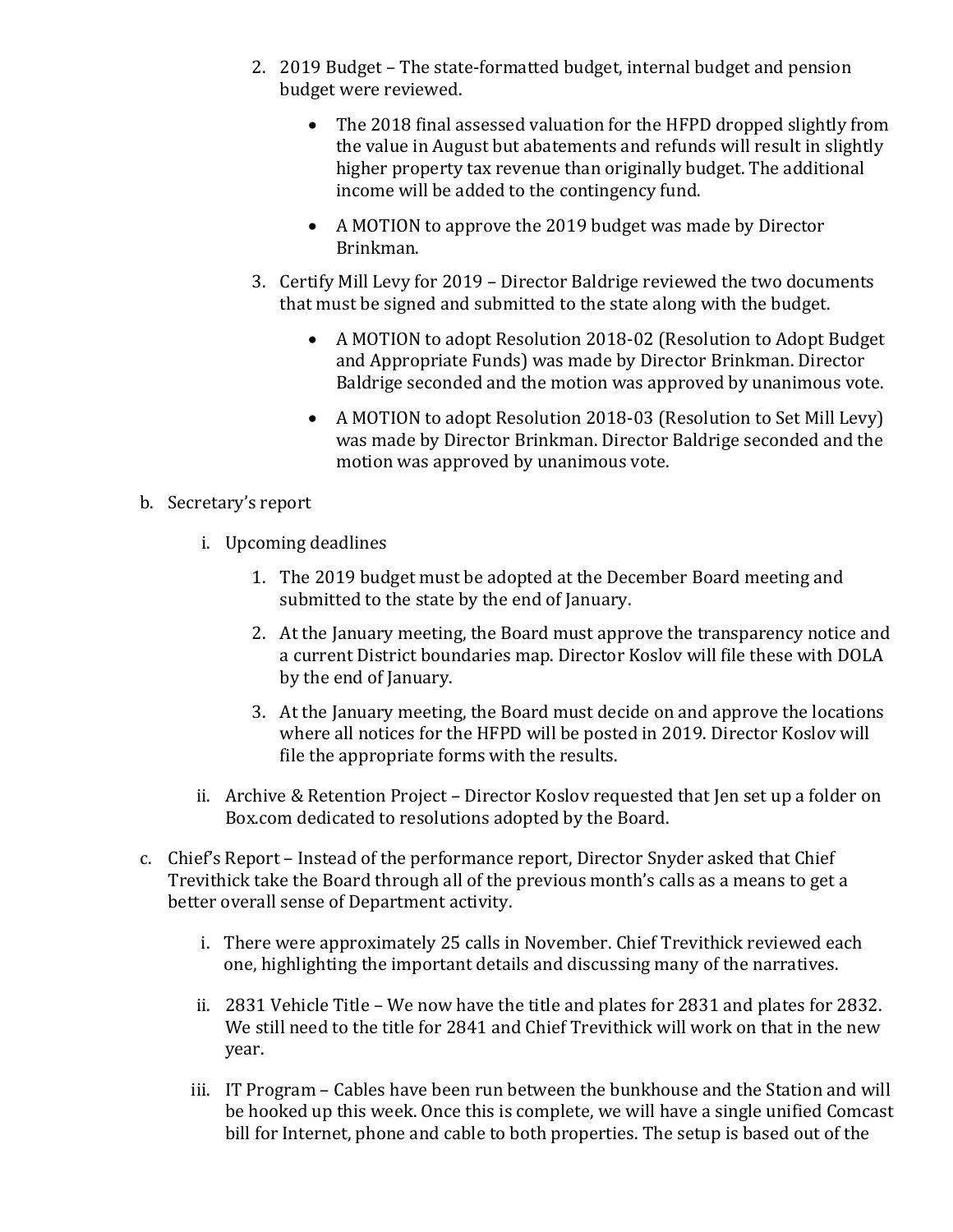2. 2019 Budget – The state-formatted budget, internal budget and pension budget were reviewed.

    - The 2018 final assessed valuation for the HFPD dropped slightly from the value in August but abatements and refunds will result in slightly higher property tax revenue than originally budget. The additional income will be added to the contingency fund.

    - A MOTION to approve the 2019 budget was made by Director Brinkman.

3. Certify Mill Levy for 2019 – Director Baldrige reviewed the two documents that must be signed and submitted to the state along with the budget.

    - A MOTION to adopt Resolution 2018-02 (Resolution to Adopt Budget and Appropriate Funds) was made by Director Brinkman. Director Baldrige seconded and the motion was approved by unanimous vote.

    - A MOTION to adopt Resolution 2018-03 (Resolution to Set Mill Levy) was made by Director Brinkman. Director Baldrige seconded and the motion was approved by unanimous vote.

b. Secretary's report

  i. Upcoming deadlines

    1. The 2019 budget must be adopted at the December Board meeting and submitted to the state by the end of January.

    2. At the January meeting, the Board must approve the transparency notice and a current District boundaries map. Director Koslov will file these with DOLA by the end of January.

    3. At the January meeting, the Board must decide on and approve the locations where all notices for the HFPD will be posted in 2019. Director Koslov will file the appropriate forms with the results.

  ii. Archive & Retention Project – Director Koslov requested that Jen set up a folder on Box.com dedicated to resolutions adopted by the Board.

c. Chief's Report – Instead of the performance report, Director Snyder asked that Chief Trevithick take the Board through all of the previous month's calls as a means to get a better overall sense of Department activity.

  i. There were approximately 25 calls in November. Chief Trevithick reviewed each one, highlighting the important details and discussing many of the narratives.

  ii. 2831 Vehicle Title – We now have the title and plates for 2831 and plates for 2832. We still need to the title for 2841 and Chief Trevithick will work on that in the new year.

  iii. IT Program – Cables have been run between the bunkhouse and the Station and will be hooked up this week. Once this is complete, we will have a single unified Comcast bill for Internet, phone and cable to both properties. The setup is based out of the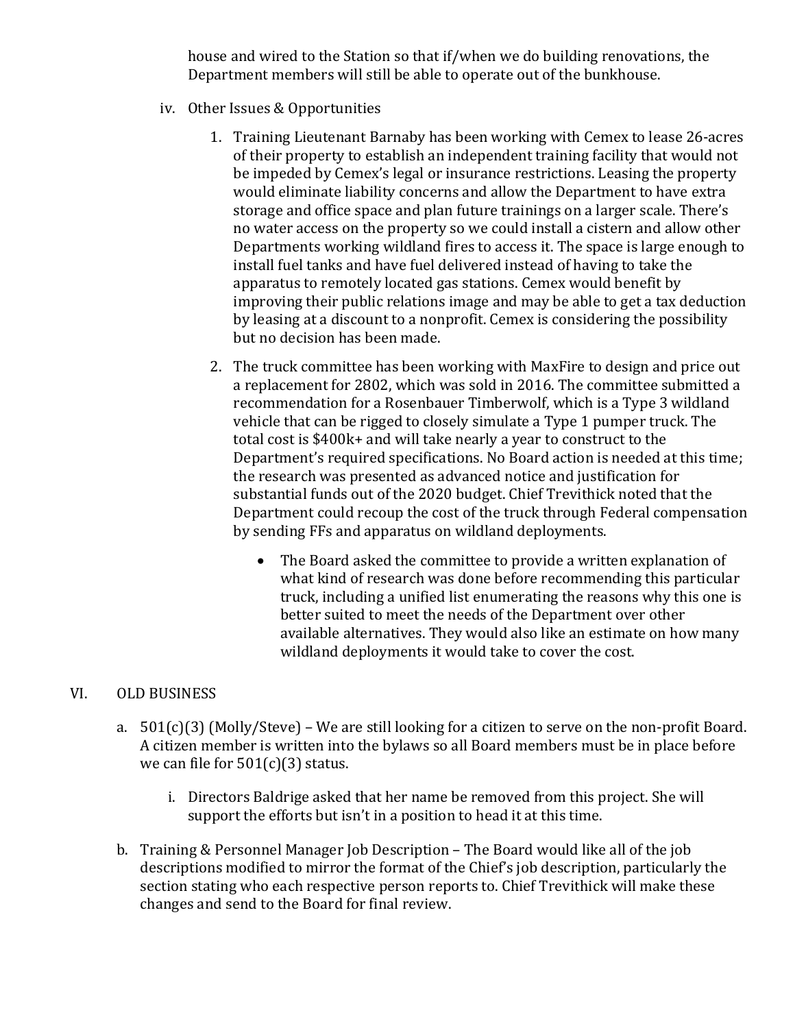house and wired to the Station so that if/when we do building renovations, the Department members will still be able to operate out of the bunkhouse.

iv. Other Issues & Opportunities

1. Training Lieutenant Barnaby has been working with Cemex to lease 26-acres of their property to establish an independent training facility that would not be impeded by Cemex's legal or insurance restrictions. Leasing the property would eliminate liability concerns and allow the Department to have extra storage and office space and plan future trainings on a larger scale. There's no water access on the property so we could install a cistern and allow other Departments working wildland fires to access it. The space is large enough to install fuel tanks and have fuel delivered instead of having to take the apparatus to remotely located gas stations. Cemex would benefit by improving their public relations image and may be able to get a tax deduction by leasing at a discount to a nonprofit. Cemex is considering the possibility but no decision has been made.

2. The truck committee has been working with MaxFire to design and price out a replacement for 2802, which was sold in 2016. The committee submitted a recommendation for a Rosenbauer Timberwolf, which is a Type 3 wildland vehicle that can be rigged to closely simulate a Type 1 pumper truck. The total cost is $400k+ and will take nearly a year to construct to the Department's required specifications. No Board action is needed at this time; the research was presented as advanced notice and justification for substantial funds out of the 2020 budget. Chief Trevithick noted that the Department could recoup the cost of the truck through Federal compensation by sending FFs and apparatus on wildland deployments.

   - The Board asked the committee to provide a written explanation of what kind of research was done before recommending this particular truck, including a unified list enumerating the reasons why this one is better suited to meet the needs of the Department over other available alternatives. They would also like an estimate on how many wildland deployments it would take to cover the cost.

## VI. OLD BUSINESS

a. 501(c)(3) (Molly/Steve) – We are still looking for a citizen to serve on the non-profit Board. A citizen member is written into the bylaws so all Board members must be in place before we can file for 501(c)(3) status.

   i. Directors Baldrige asked that her name be removed from this project. She will support the efforts but isn't in a position to head it at this time.

b. Training & Personnel Manager Job Description – The Board would like all of the job descriptions modified to mirror the format of the Chief's job description, particularly the section stating who each respective person reports to. Chief Trevithick will make these changes and send to the Board for final review.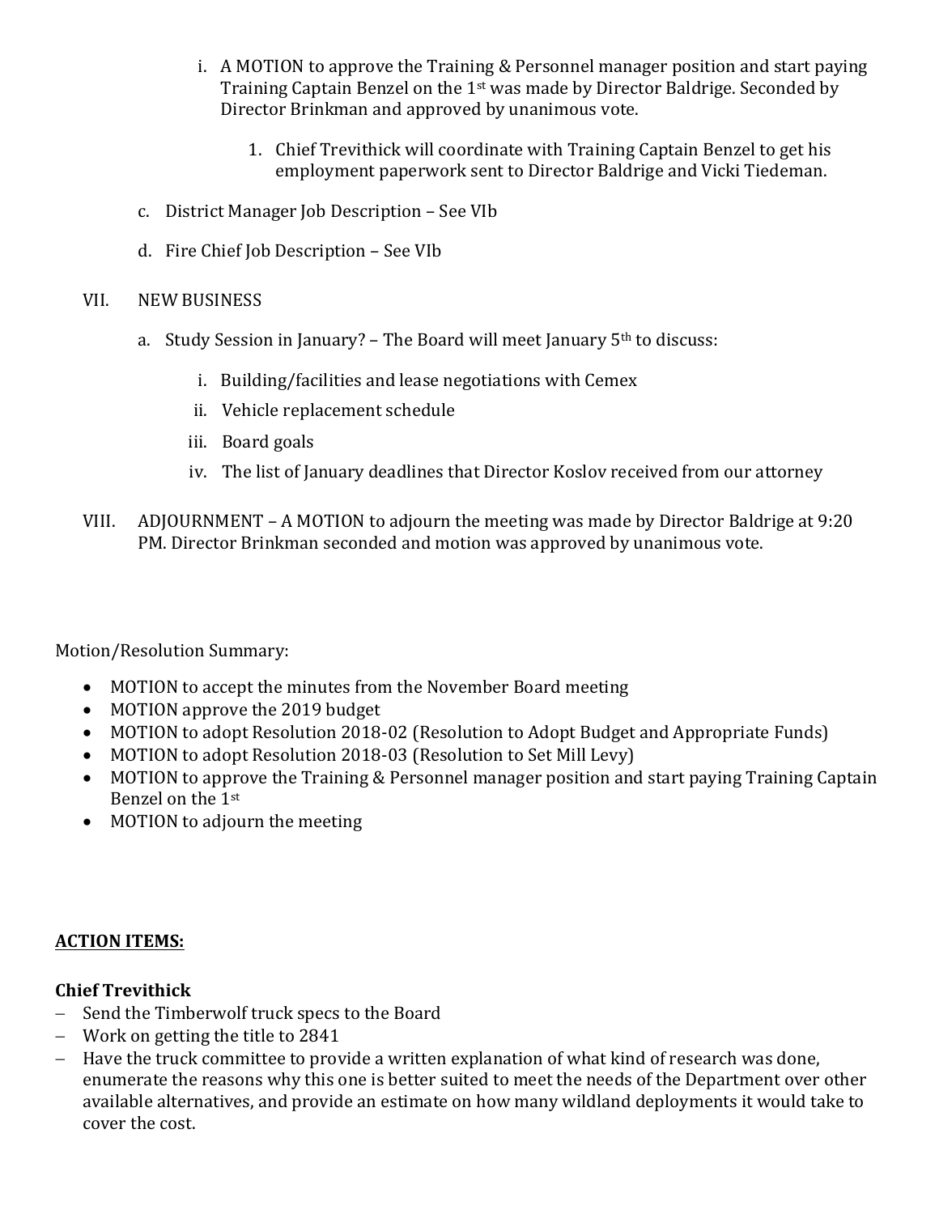i. A MOTION to approve the Training & Personnel manager position and start paying Training Captain Benzel on the 1st was made by Director Baldrige. Seconded by Director Brinkman and approved by unanimous vote.

      1. Chief Trevithick will coordinate with Training Captain Benzel to get his employment paperwork sent to Director Baldrige and Vicki Tiedeman.

c. District Manager Job Description – See VIb

d. Fire Chief Job Description – See VIb

VII. NEW BUSINESS

a. Study Session in January? – The Board will meet January 5th to discuss:

   i. Building/facilities and lease negotiations with Cemex
   ii. Vehicle replacement schedule
   iii. Board goals
   iv. The list of January deadlines that Director Koslov received from our attorney

VIII. ADJOURNMENT – A MOTION to adjourn the meeting was made by Director Baldrige at 9:20 PM. Director Brinkman seconded and motion was approved by unanimous vote.

Motion/Resolution Summary:

- MOTION to accept the minutes from the November Board meeting
- MOTION approve the 2019 budget
- MOTION to adopt Resolution 2018-02 (Resolution to Adopt Budget and Appropriate Funds)
- MOTION to adopt Resolution 2018-03 (Resolution to Set Mill Levy)
- MOTION to approve the Training & Personnel manager position and start paying Training Captain Benzel on the 1st
- MOTION to adjourn the meeting

**ACTION ITEMS:**

**Chief Trevithick**

- Send the Timberwolf truck specs to the Board
- Work on getting the title to 2841
- Have the truck committee to provide a written explanation of what kind of research was done, enumerate the reasons why this one is better suited to meet the needs of the Department over other available alternatives, and provide an estimate on how many wildland deployments it would take to cover the cost.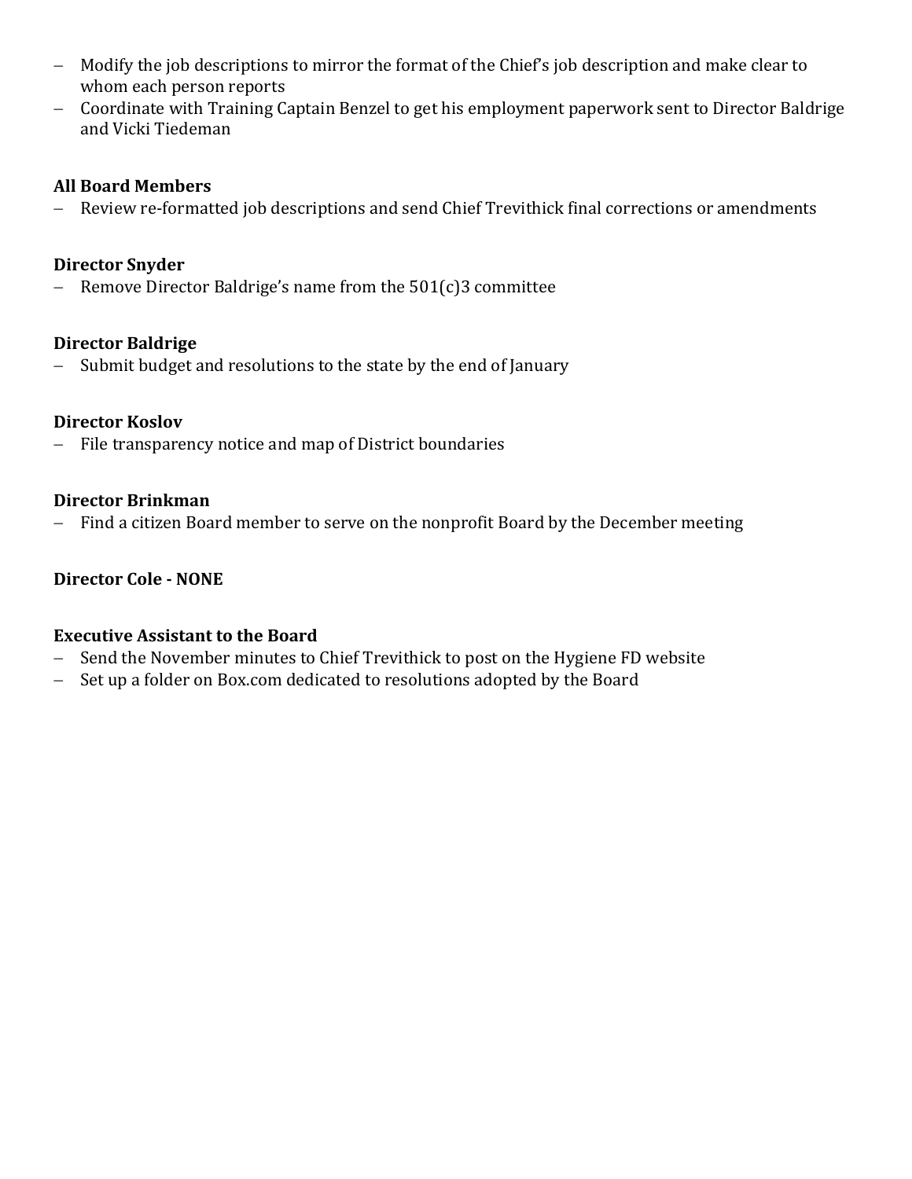- Modify the job descriptions to mirror the format of the Chief's job description and make clear to whom each person reports
- Coordinate with Training Captain Benzel to get his employment paperwork sent to Director Baldrige and Vicki Tiedeman

**All Board Members**
- Review re-formatted job descriptions and send Chief Trevithick final corrections or amendments

**Director Snyder**
- Remove Director Baldrige's name from the 501(c)3 committee

**Director Baldrige**
- Submit budget and resolutions to the state by the end of January

**Director Koslov**
- File transparency notice and map of District boundaries

**Director Brinkman**
- Find a citizen Board member to serve on the nonprofit Board by the December meeting

**Director Cole - NONE**

**Executive Assistant to the Board**
- Send the November minutes to Chief Trevithick to post on the Hygiene FD website
- Set up a folder on Box.com dedicated to resolutions adopted by the Board